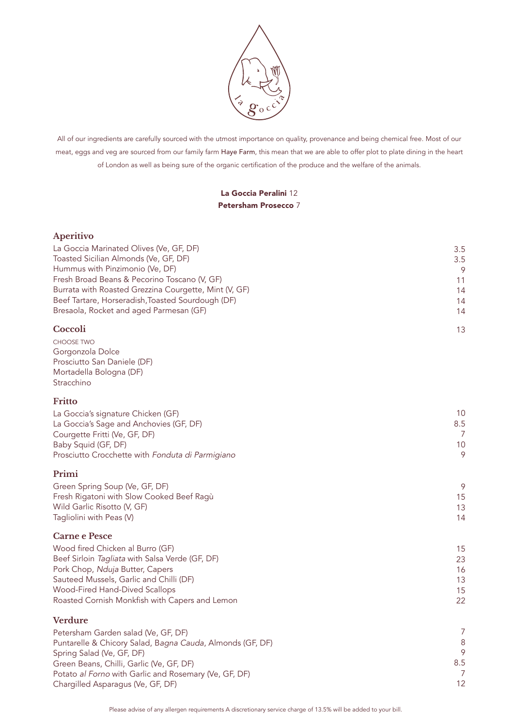All of our ingredients are carefully sourced with the utmost importance on quality, provenance and being chemical free. Most of our meat, eggs and veg are sourced from our family farm **Haye Farm**, this mean that we are able to offer plot to plate dining in the heart of London as well as being sure of the organic certification of the produce and the welfare of the animals.

**La Goccia Peralini** 12
**Petersham Prosecco** 7

## Aperitivo

| | |
|---|---|
| La Goccia Marinated Olives (Ve, GF, DF) | 3.5 |
| Toasted Sicilian Almonds (Ve, GF, DF) | 3.5 |
| Hummus with Pinzimonio (Ve, DF) | 9 |
| Fresh Broad Beans & Pecorino Toscano (V, GF) | 11 |
| Burrata with Roasted Grezzina Courgette, Mint (V, GF) | 14 |
| Beef Tartare, Horseradish,Toasted Sourdough (DF) | 14 |
| Bresaola, Rocket and aged Parmesan (GF) | 14 |

## Coccoli — 13

CHOOSE TWO
- Gorgonzola Dolce
- Prosciutto San Daniele (DF)
- Mortadella Bologna (DF)
- Stracchino

## Fritto

| | |
|---|---|
| La Goccia's signature Chicken (GF) | 10 |
| La Goccia's Sage and Anchovies (GF, DF) | 8.5 |
| Courgette Fritti (Ve, GF, DF) | 7 |
| Baby Squid (GF, DF) | 10 |
| Prosciutto Crocchette with *Fonduta di Parmigiano* | 9 |

## Primi

| | |
|---|---|
| Green Spring Soup (Ve, GF, DF) | 9 |
| Fresh Rigatoni with Slow Cooked Beef Ragù | 15 |
| Wild Garlic Risotto (V, GF) | 13 |
| Tagliolini with Peas (V) | 14 |

## Carne e Pesce

| | |
|---|---|
| Wood fired Chicken al Burro (GF) | 15 |
| Beef Sirloin *Tagliata* with Salsa Verde (GF, DF) | 23 |
| Pork Chop, *Nduja* Butter, Capers | 16 |
| Sauteed Mussels, Garlic and Chilli (DF) | 13 |
| Wood-Fired Hand-Dived Scallops | 15 |
| Roasted Cornish Monkfish with Capers and Lemon | 22 |

## Verdure

| | |
|---|---|
| Petersham Garden salad (Ve, GF, DF) | 7 |
| Puntarelle & Chicory Salad, B*agna Cauda*, Almonds (GF, DF) | 8 |
| Spring Salad (Ve, GF, DF) | 9 |
| Green Beans, Chilli, Garlic (Ve, GF, DF) | 8.5 |
| Potato *al Forno* with Garlic and Rosemary (Ve, GF, DF) | 7 |
| Chargilled Asparagus (Ve, GF, DF) | 12 |

Please advise of any allergen requirements A discretionary service charge of 13.5% will be added to your bill.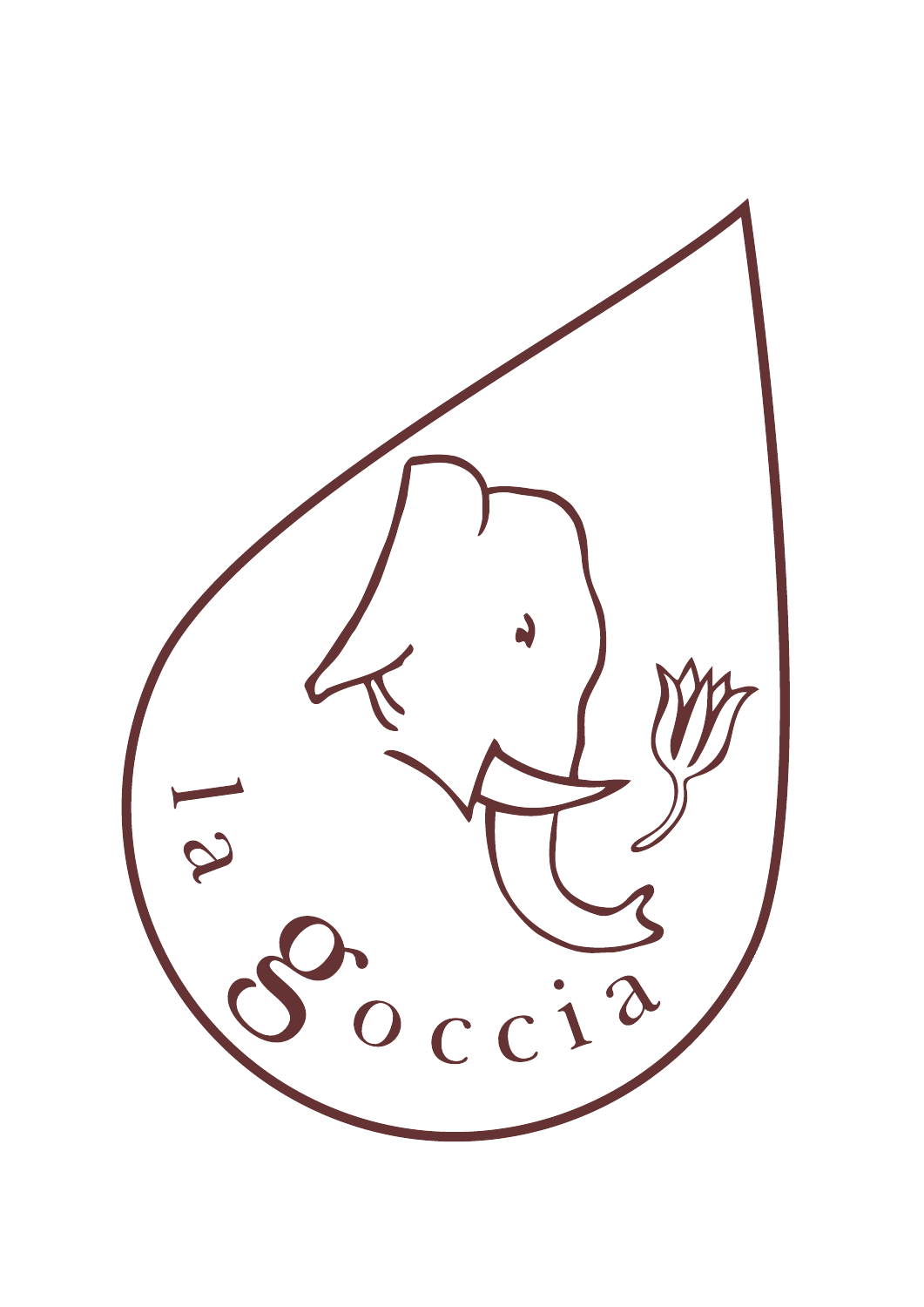la goccia